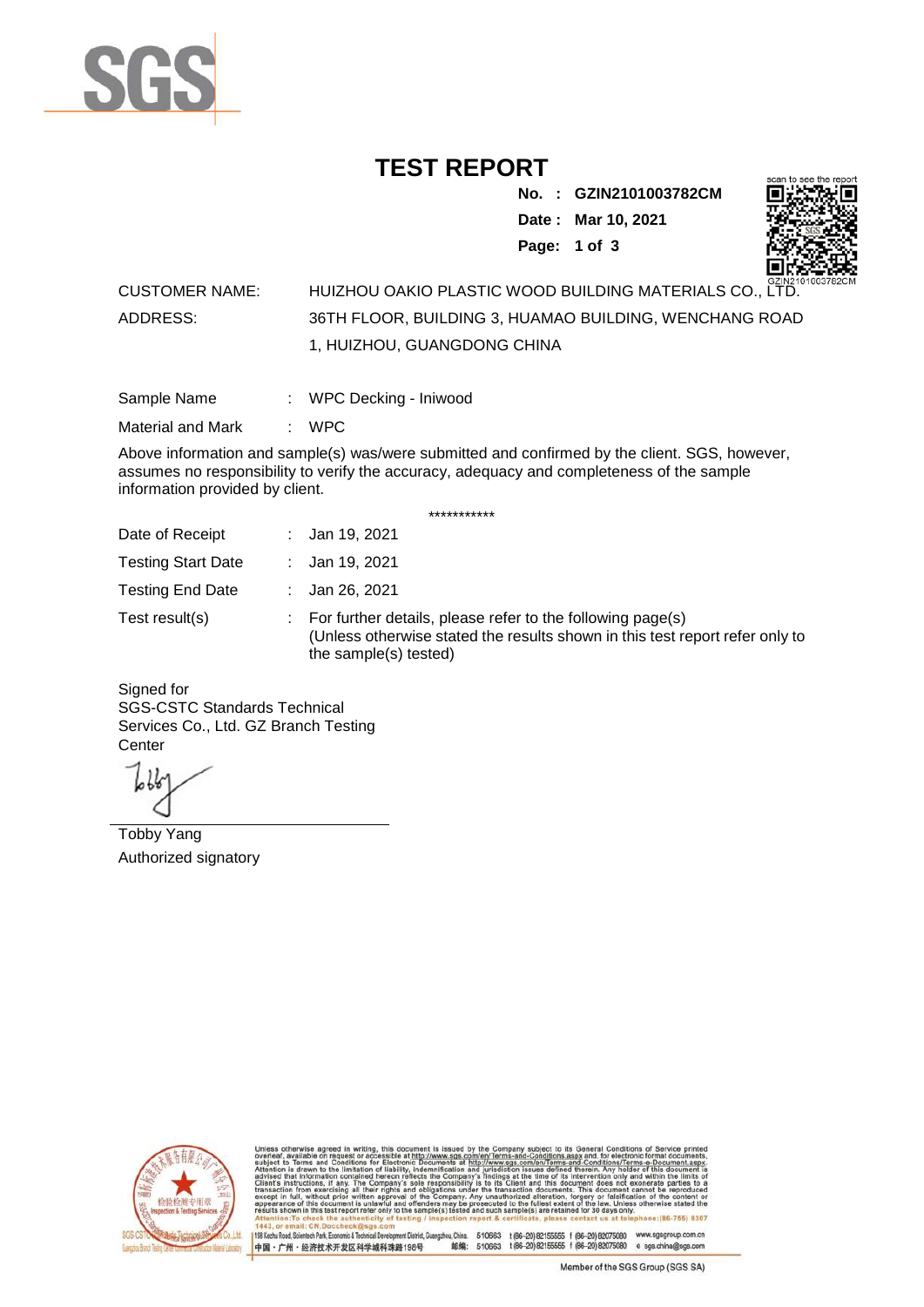# TEST REPORT

**No. : GZIN2101003782CM**

**Date : Mar 10, 2021**

CUSTOMER NAME: HUIZHOU OAKIO PLASTIC WOOD BUILDING MATERIALS CO., LTD.

ADDRESS: 36TH FLOOR, BUILDING 3, HUAMAO BUILDING, WENCHANG ROAD 1, HUIZHOU, GUANGDONG CHINA

Sample Name : WPC Decking - Iniwood

Material and Mark : WPC

Above information and sample(s) was/were submitted and confirmed by the client. SGS, however, assumes no responsibility to verify the accuracy, adequacy and completeness of the sample information provided by client.

***********

Date of Receipt : Jan 19, 2021

Testing Start Date : Jan 19, 2021

Testing End Date : Jan 26, 2021

Test result(s) : For further details, please refer to the following page(s)
(Unless otherwise stated the results shown in this test report refer only to the sample(s) tested)

Signed for
SGS-CSTC Standards Technical Services Co., Ltd. GZ Branch Testing Center

Tobby Yang
Authorized signatory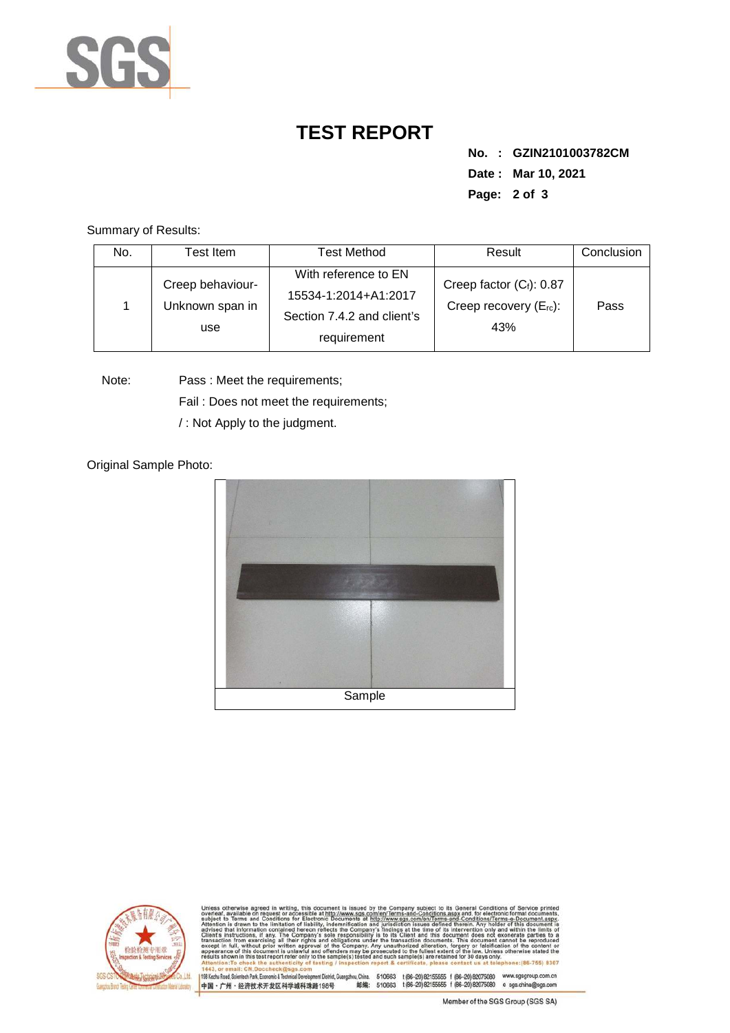# TEST REPORT

**No. : GZIN2101003782CM**

**Date : Mar 10, 2021**

Summary of Results:

| No. | Test Item | Test Method | Result | Conclusion |
|---|---|---|---|---|
| 1 | Creep behaviour-Unknown span in use | With reference to EN 15534-1:2014+A1:2017 Section 7.4.2 and client's requirement | Creep factor ($C_f$): 0.87 Creep recovery ($E_{rc}$): 43% | Pass |

Note: Pass : Meet the requirements;

Fail : Does not meet the requirements;

/ : Not Apply to the judgment.

Original Sample Photo:

Sample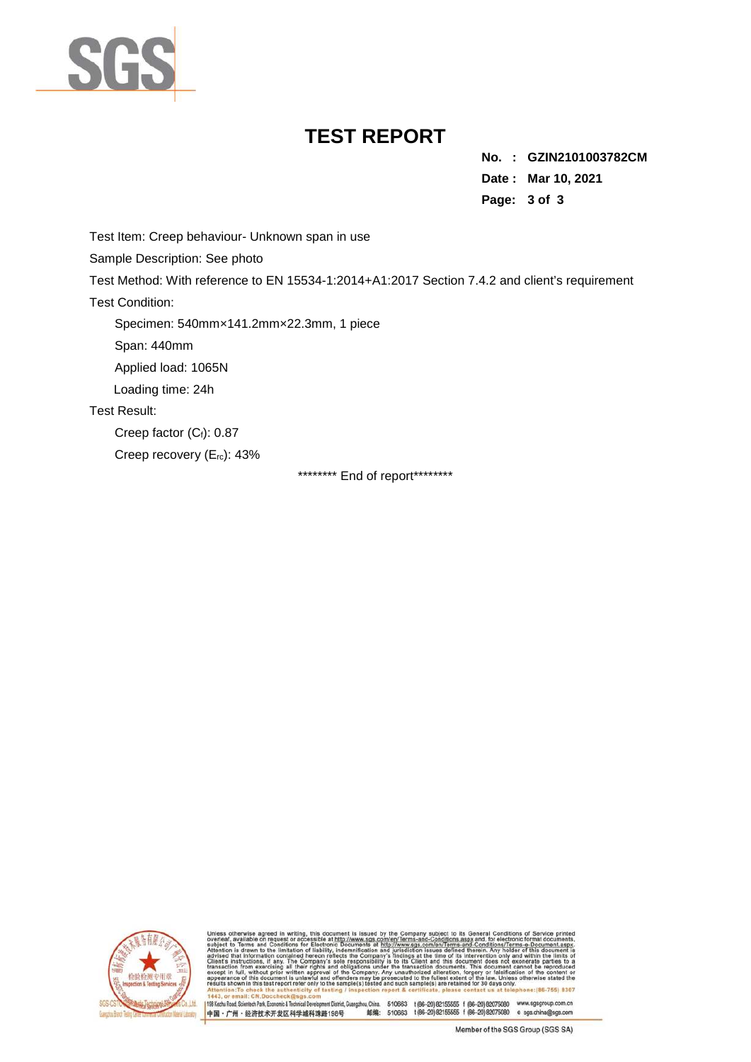# TEST REPORT

**No. : GZIN2101003782CM**
**Date : Mar 10, 2021**

Test Item: Creep behaviour- Unknown span in use

Sample Description: See photo

Test Method: With reference to EN 15534-1:2014+A1:2017 Section 7.4.2 and client's requirement

Test Condition:

Specimen: 540mm×141.2mm×22.3mm, 1 piece

Span: 440mm

Applied load: 1065N

Loading time: 24h

Test Result:

Creep factor ($C_f$): 0.87

Creep recovery ($E_{rc}$): 43%

******** End of report********